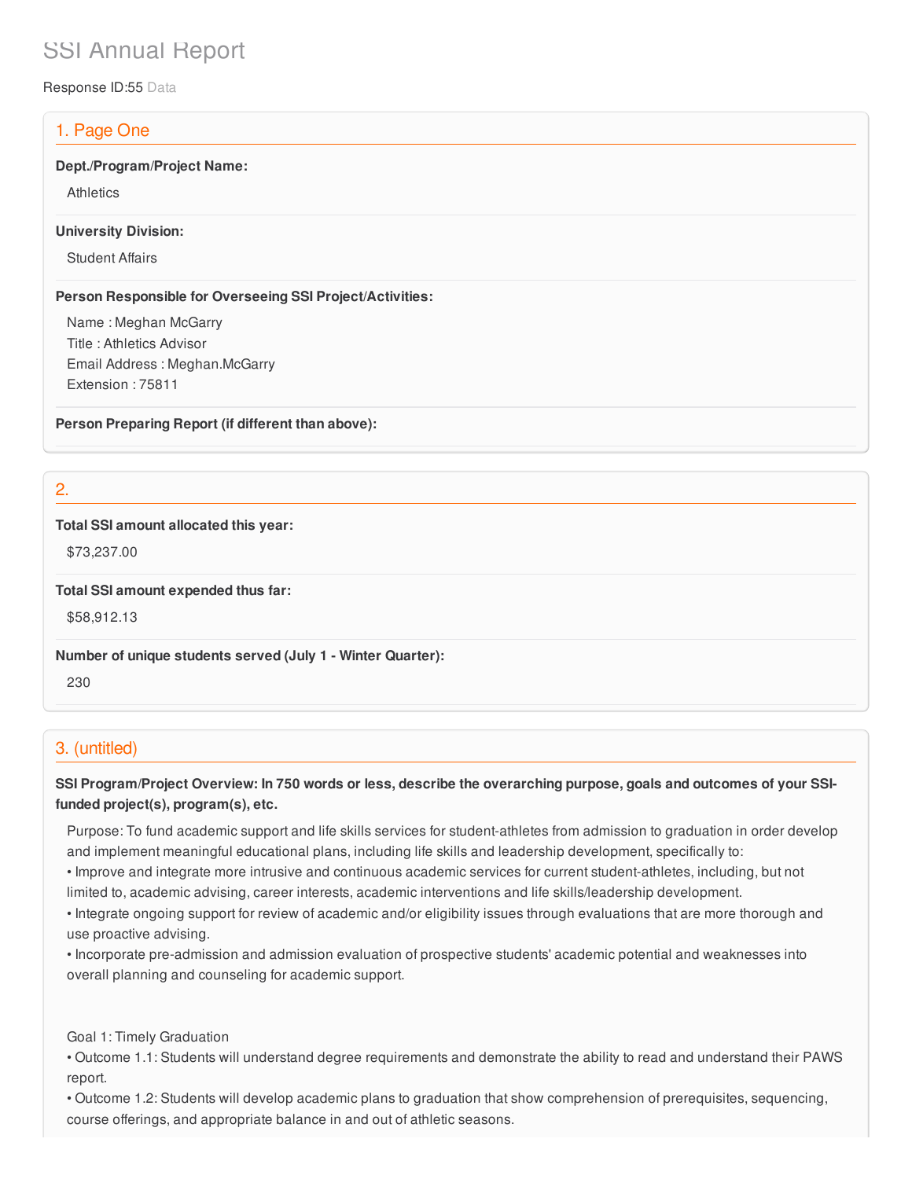# SSI Annual Report

Response ID:55 Data

## 1. Page One

**Dept./Program/Project Name:**

Athletics

**University Division:**

Student Affairs

**Person Responsible for Overseeing SSI Project/Activities:**

Name : Meghan McGarry
Title : Athletics Advisor
Email Address : Meghan.McGarry
Extension : 75811

**Person Preparing Report (if different than above):**

## 2.

**Total SSI amount allocated this year:**

$73,237.00

**Total SSI amount expended thus far:**

$58,912.13

**Number of unique students served (July 1 - Winter Quarter):**

230

## 3. (untitled)

**SSI Program/Project Overview: In 750 words or less, describe the overarching purpose, goals and outcomes of your SSI-funded project(s), program(s), etc.**

Purpose: To fund academic support and life skills services for student-athletes from admission to graduation in order develop and implement meaningful educational plans, including life skills and leadership development, specifically to:

• Improve and integrate more intrusive and continuous academic services for current student-athletes, including, but not limited to, academic advising, career interests, academic interventions and life skills/leadership development.

• Integrate ongoing support for review of academic and/or eligibility issues through evaluations that are more thorough and use proactive advising.

• Incorporate pre-admission and admission evaluation of prospective students' academic potential and weaknesses into overall planning and counseling for academic support.

Goal 1: Timely Graduation

• Outcome 1.1: Students will understand degree requirements and demonstrate the ability to read and understand their PAWS report.

• Outcome 1.2: Students will develop academic plans to graduation that show comprehension of prerequisites, sequencing, course offerings, and appropriate balance in and out of athletic seasons.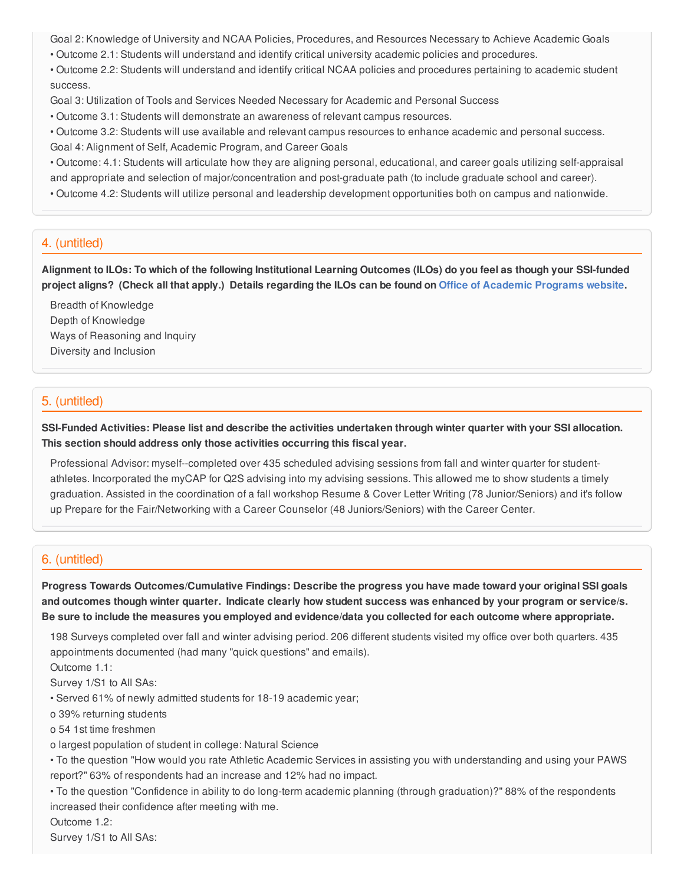Goal 2: Knowledge of University and NCAA Policies, Procedures, and Resources Necessary to Achieve Academic Goals

- Outcome 2.1: Students will understand and identify critical university academic policies and procedures.
- Outcome 2.2: Students will understand and identify critical NCAA policies and procedures pertaining to academic student success.

Goal 3: Utilization of Tools and Services Needed Necessary for Academic and Personal Success

- Outcome 3.1: Students will demonstrate an awareness of relevant campus resources.
- Outcome 3.2: Students will use available and relevant campus resources to enhance academic and personal success.

Goal 4: Alignment of Self, Academic Program, and Career Goals

- Outcome: 4.1: Students will articulate how they are aligning personal, educational, and career goals utilizing self-appraisal and appropriate and selection of major/concentration and post-graduate path (to include graduate school and career).
- Outcome 4.2: Students will utilize personal and leadership development opportunities both on campus and nationwide.

## 4. (untitled)

**Alignment to ILOs: To which of the following Institutional Learning Outcomes (ILOs) do you feel as though your SSI-funded project aligns? (Check all that apply.) Details regarding the ILOs can be found on Office of Academic Programs website.**

Breadth of Knowledge
Depth of Knowledge
Ways of Reasoning and Inquiry
Diversity and Inclusion

## 5. (untitled)

**SSI-Funded Activities: Please list and describe the activities undertaken through winter quarter with your SSI allocation. This section should address only those activities occurring this fiscal year.**

Professional Advisor: myself--completed over 435 scheduled advising sessions from fall and winter quarter for student-athletes. Incorporated the myCAP for Q2S advising into my advising sessions. This allowed me to show students a timely graduation. Assisted in the coordination of a fall workshop Resume & Cover Letter Writing (78 Junior/Seniors) and it's follow up Prepare for the Fair/Networking with a Career Counselor (48 Juniors/Seniors) with the Career Center.

## 6. (untitled)

**Progress Towards Outcomes/Cumulative Findings: Describe the progress you have made toward your original SSI goals and outcomes though winter quarter. Indicate clearly how student success was enhanced by your program or service/s. Be sure to include the measures you employed and evidence/data you collected for each outcome where appropriate.**

198 Surveys completed over fall and winter advising period. 206 different students visited my office over both quarters. 435 appointments documented (had many "quick questions" and emails).

Outcome 1.1:

Survey 1/S1 to All SAs:

- Served 61% of newly admitted students for 18-19 academic year;
  - o 39% returning students
  - o 54 1st time freshmen
  - o largest population of student in college: Natural Science
- To the question "How would you rate Athletic Academic Services in assisting you with understanding and using your PAWS report?" 63% of respondents had an increase and 12% had no impact.
- To the question "Confidence in ability to do long-term academic planning (through graduation)?" 88% of the respondents increased their confidence after meeting with me.

Outcome 1.2:

Survey 1/S1 to All SAs: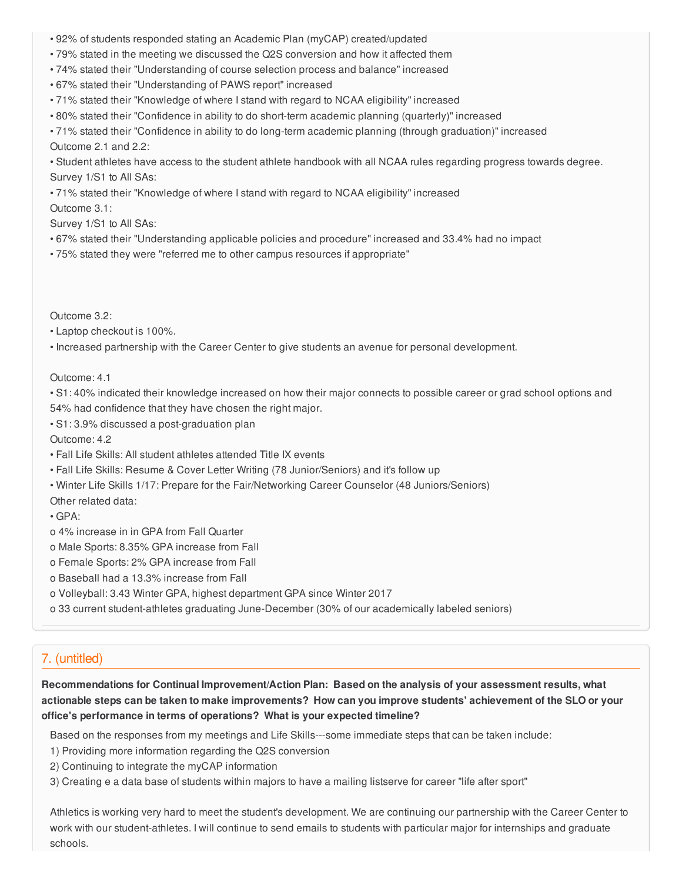- 92% of students responded stating an Academic Plan (myCAP) created/updated
- 79% stated in the meeting we discussed the Q2S conversion and how it affected them
- 74% stated their "Understanding of course selection process and balance" increased
- 67% stated their "Understanding of PAWS report" increased
- 71% stated their "Knowledge of where I stand with regard to NCAA eligibility" increased
- 80% stated their "Confidence in ability to do short-term academic planning (quarterly)" increased
- 71% stated their "Confidence in ability to do long-term academic planning (through graduation)" increased

Outcome 2.1 and 2.2:

- Student athletes have access to the student athlete handbook with all NCAA rules regarding progress towards degree.

Survey 1/S1 to All SAs:

- 71% stated their "Knowledge of where I stand with regard to NCAA eligibility" increased

Outcome 3.1:

Survey 1/S1 to All SAs:

- 67% stated their "Understanding applicable policies and procedure" increased and 33.4% had no impact
- 75% stated they were "referred me to other campus resources if appropriate"

Outcome 3.2:

- Laptop checkout is 100%.
- Increased partnership with the Career Center to give students an avenue for personal development.

Outcome: 4.1

- S1: 40% indicated their knowledge increased on how their major connects to possible career or grad school options and 54% had confidence that they have chosen the right major.
- S1: 3.9% discussed a post-graduation plan

Outcome: 4.2

- Fall Life Skills: All student athletes attended Title IX events
- Fall Life Skills: Resume & Cover Letter Writing (78 Junior/Seniors) and it's follow up
- Winter Life Skills 1/17: Prepare for the Fair/Networking Career Counselor (48 Juniors/Seniors)

Other related data:

- GPA:
  - 4% increase in in GPA from Fall Quarter
  - Male Sports: 8.35% GPA increase from Fall
  - Female Sports: 2% GPA increase from Fall
  - Baseball had a 13.3% increase from Fall
  - Volleyball: 3.43 Winter GPA, highest department GPA since Winter 2017
  - 33 current student-athletes graduating June-December (30% of our academically labeled seniors)

## 7. (untitled)

**Recommendations for Continual Improvement/Action Plan: Based on the analysis of your assessment results, what actionable steps can be taken to make improvements? How can you improve students' achievement of the SLO or your office's performance in terms of operations? What is your expected timeline?**

Based on the responses from my meetings and Life Skills---some immediate steps that can be taken include:

1) Providing more information regarding the Q2S conversion
2) Continuing to integrate the myCAP information
3) Creating e a data base of students within majors to have a mailing listserve for career "life after sport"

Athletics is working very hard to meet the student's development. We are continuing our partnership with the Career Center to work with our student-athletes. I will continue to send emails to students with particular major for internships and graduate schools.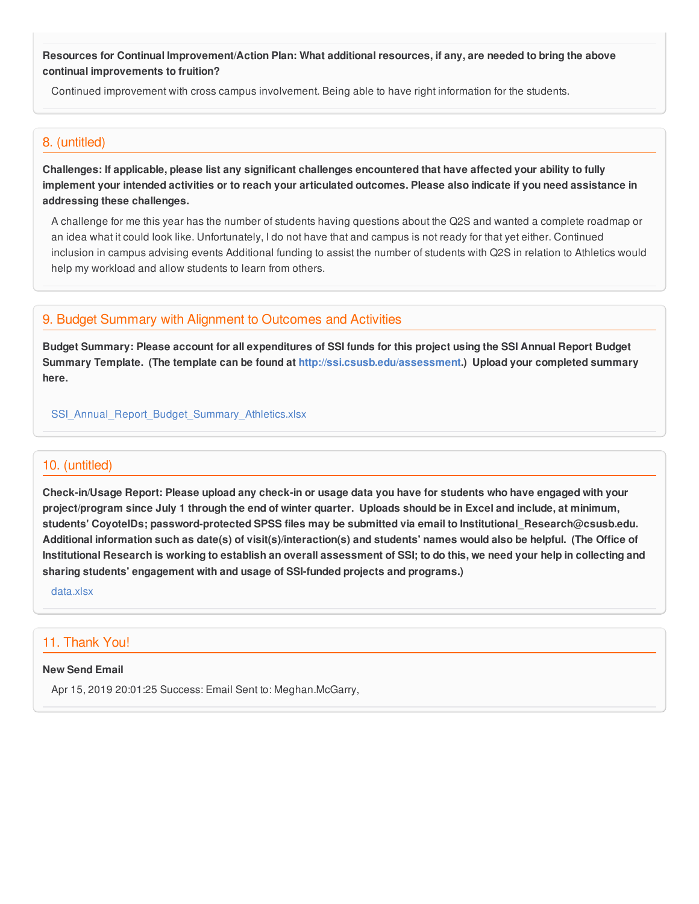**Resources for Continual Improvement/Action Plan: What additional resources, if any, are needed to bring the above continual improvements to fruition?**

Continued improvement with cross campus involvement. Being able to have right information for the students.

## 8. (untitled)

**Challenges: If applicable, please list any significant challenges encountered that have affected your ability to fully implement your intended activities or to reach your articulated outcomes. Please also indicate if you need assistance in addressing these challenges.**

A challenge for me this year has the number of students having questions about the Q2S and wanted a complete roadmap or an idea what it could look like. Unfortunately, I do not have that and campus is not ready for that yet either. Continued inclusion in campus advising events Additional funding to assist the number of students with Q2S in relation to Athletics would help my workload and allow students to learn from others.

## 9. Budget Summary with Alignment to Outcomes and Activities

**Budget Summary: Please account for all expenditures of SSI funds for this project using the SSI Annual Report Budget Summary Template. (The template can be found at http://ssi.csusb.edu/assessment.) Upload your completed summary here.**

SSI_Annual_Report_Budget_Summary_Athletics.xlsx

## 10. (untitled)

**Check-in/Usage Report: Please upload any check-in or usage data you have for students who have engaged with your project/program since July 1 through the end of winter quarter. Uploads should be in Excel and include, at minimum, students' CoyoteIDs; password-protected SPSS files may be submitted via email to Institutional_Research@csusb.edu. Additional information such as date(s) of visit(s)/interaction(s) and students' names would also be helpful. (The Office of Institutional Research is working to establish an overall assessment of SSI; to do this, we need your help in collecting and sharing students' engagement with and usage of SSI-funded projects and programs.)**

data.xlsx

## 11. Thank You!

**New Send Email**

Apr 15, 2019 20:01:25 Success: Email Sent to: Meghan.McGarry,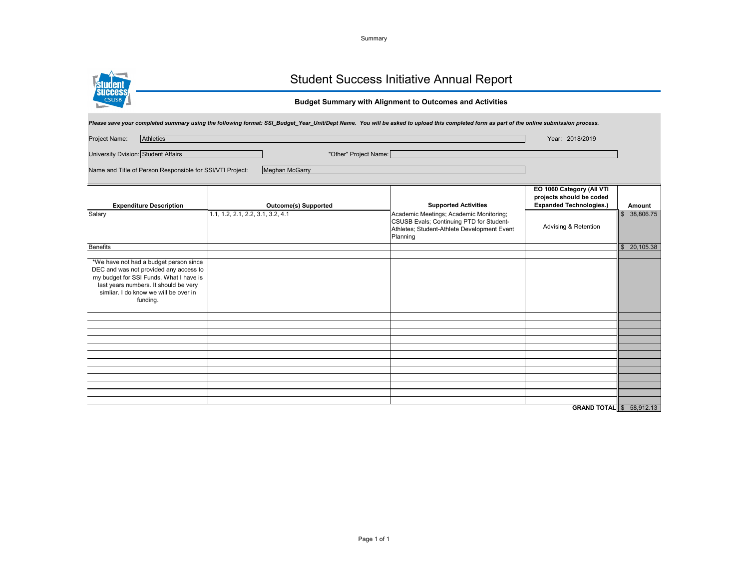# Student Success Initiative Annual Report

## Budget Summary with Alignment to Outcomes and Activities

***Please save your completed summary using the following format: SSI_Budget_Year_Unit/Dept Name. You will be asked to upload this completed form as part of the online submission process.***

Project Name: Athletics

Year: 2018/2019

University Dvision: Student Affairs

"Other" Project Name:

Name and Title of Person Responsible for SSI/VTI Project: Meghan McGarry

| Expenditure Description | Outcome(s) Supported | Supported Activities | EO 1060 Category (All VTI projects should be coded Expanded Technologies.) | Amount |
|---|---|---|---|---|
| Salary | 1.1, 1.2, 2.1, 2.2, 3.1, 3.2, 4.1 | Academic Meetings; Academic Monitoring; CSUSB Evals; Continuing PTD for Student-Athletes; Student-Athlete Development Event Planning | Advising & Retention | $ 38,806.75 |
| Benefits | | | | $ 20,105.38 |
| | | | | |
| *We have not had a budget person since DEC and was not provided any access to my budget for SSI Funds. What I have is last years numbers. It should be very simliar. I do know we will be over in funding. | | | | |
| | | | | |
| | | | | |
| | | | | |
| | | | | |
| | | | | |
| | | | | |
| | | | | |
| | | | | |
| | | | | |
| | | | | |
| | | | | |
| | | | **GRAND TOTAL** | $ 58,912.13 |